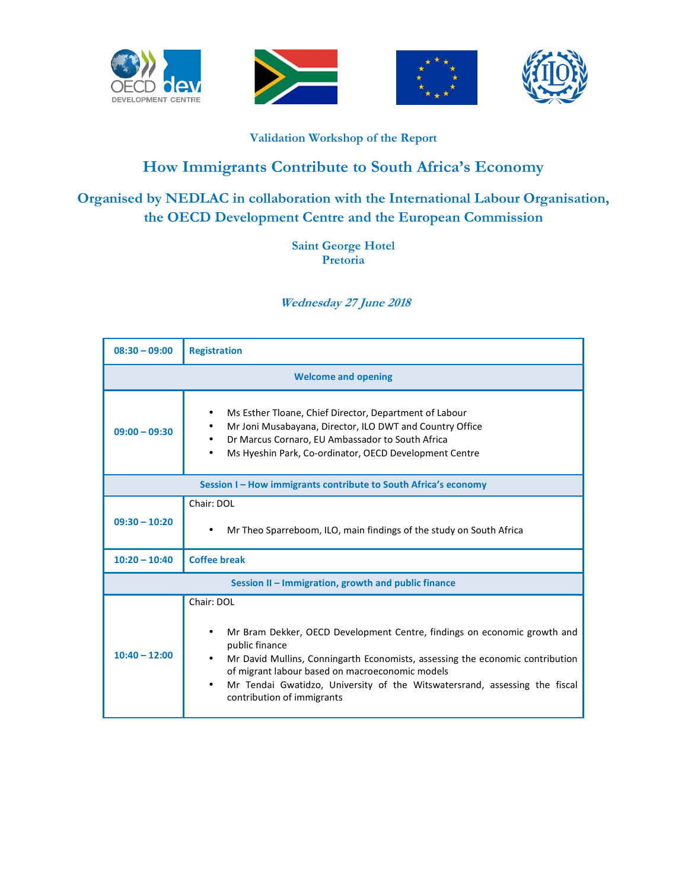### Validation Workshop of the Report

# How Immigrants Contribute to South Africa's Economy

## Organised by NEDLAC in collaboration with the International Labour Organisation, the OECD Development Centre and the European Commission

**Saint George Hotel**
**Pretoria**

***Wednesday 27 June 2018***

| 08:30 – 09:00 | Registration |
|---|---|
| **Welcome and opening** | |
| 09:00 – 09:30 | • Ms Esther Tloane, Chief Director, Department of Labour<br>• Mr Joni Musabayana, Director, ILO DWT and Country Office<br>• Dr Marcus Cornaro, EU Ambassador to South Africa<br>• Ms Hyeshin Park, Co-ordinator, OECD Development Centre |
| **Session I – How immigrants contribute to South Africa's economy** | |
| 09:30 – 10:20 | Chair: DOL<br>• Mr Theo Sparreboom, ILO, main findings of the study on South Africa |
| 10:20 – 10:40 | Coffee break |
| **Session II – Immigration, growth and public finance** | |
| 10:40 – 12:00 | Chair: DOL<br>• Mr Bram Dekker, OECD Development Centre, findings on economic growth and public finance<br>• Mr David Mullins, Conningarth Economists, assessing the economic contribution of migrant labour based on macroeconomic models<br>• Mr Tendai Gwatidzo, University of the Witswatersrand, assessing the fiscal contribution of immigrants |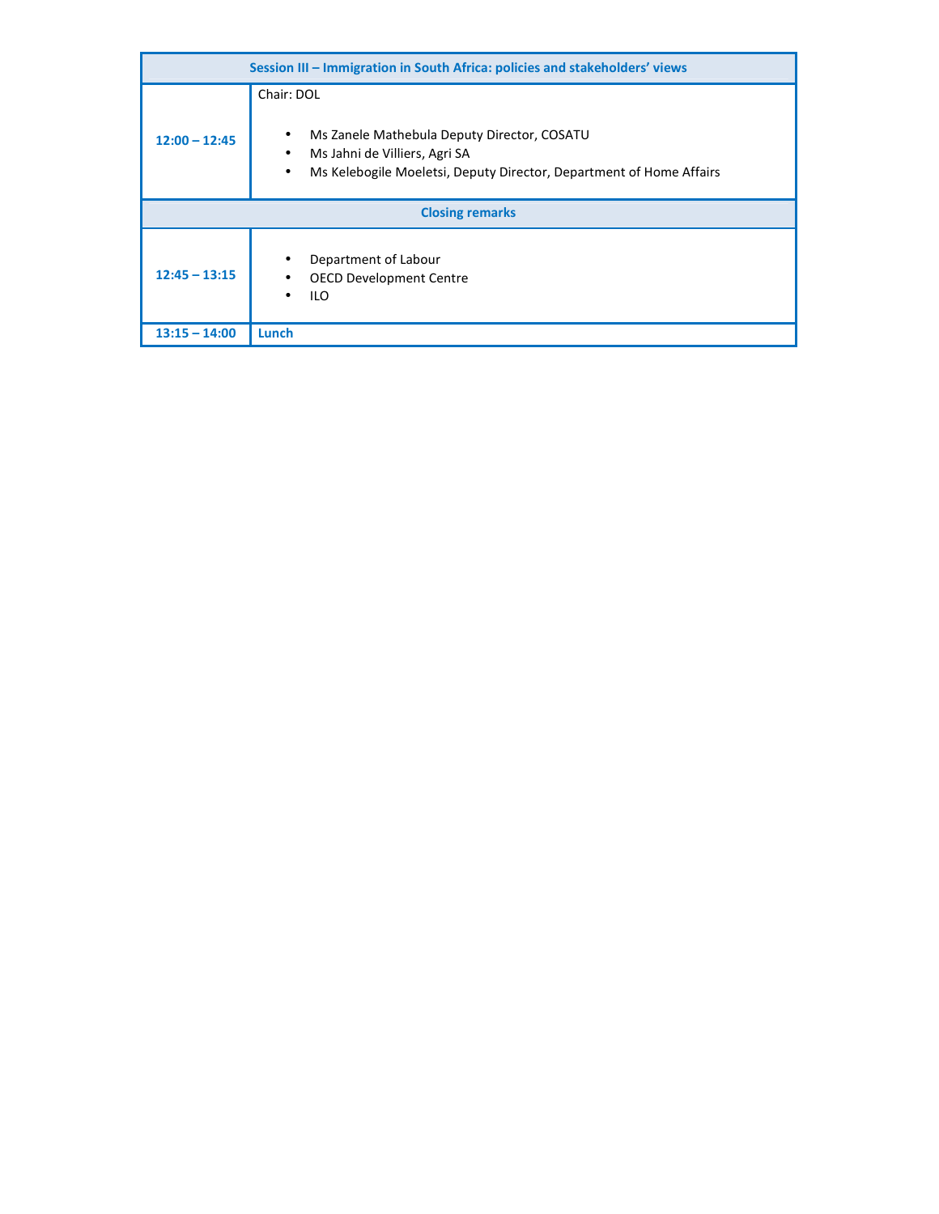| | |
|---|---|
| **Session III – Immigration in South Africa: policies and stakeholders' views** | |
| **12:00 – 12:45** | Chair: DOL<br>• Ms Zanele Mathebula Deputy Director, COSATU<br>• Ms Jahni de Villiers, Agri SA<br>• Ms Kelebogile Moeletsi, Deputy Director, Department of Home Affairs |
| **Closing remarks** | |
| **12:45 – 13:15** | • Department of Labour<br>• OECD Development Centre<br>• ILO |
| **13:15 – 14:00** | **Lunch** |